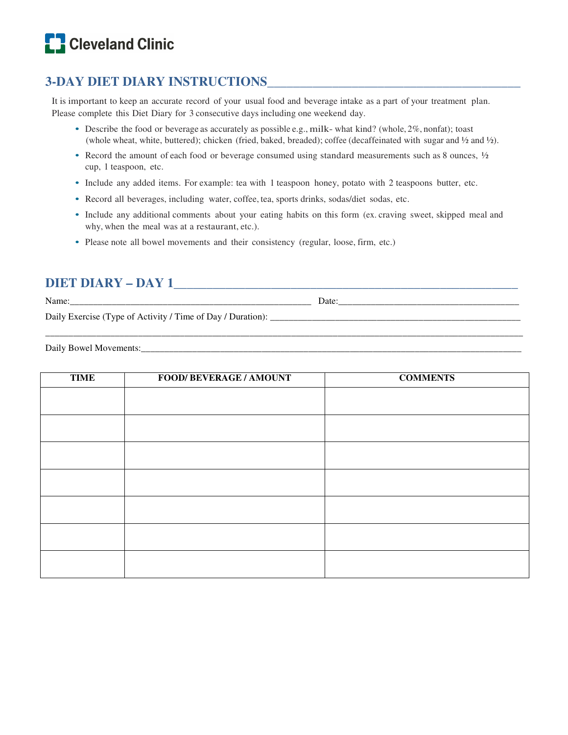Cleveland Clinic

## 3-DAY DIET DIARY INSTRUCTIONS

It is important to keep an accurate record of your usual food and beverage intake as a part of your treatment plan. Please complete this Diet Diary for 3 consecutive days including one weekend day.

- Describe the food or beverage as accurately as possible e.g., milk- what kind? (whole, 2%, nonfat); toast (whole wheat, white, buttered); chicken (fried, baked, breaded); coffee (decaffeinated with sugar and ½ and ½).
- Record the amount of each food or beverage consumed using standard measurements such as 8 ounces, ½ cup, 1 teaspoon, etc.
- Include any added items. For example: tea with 1 teaspoon honey, potato with 2 teaspoons butter, etc.
- Record all beverages, including water, coffee, tea, sports drinks, sodas/diet sodas, etc.
- Include any additional comments about your eating habits on this form (ex. craving sweet, skipped meal and why, when the meal was at a restaurant, etc.).
- Please note all bowel movements and their consistency (regular, loose, firm, etc.)

## DIET DIARY – DAY 1

Name:____________________________________________________ Date:_______________________________________

Daily Exercise (Type of Activity / Time of Day / Duration): ______________________________________________________

____________________________________________________________________________________________________________

Daily Bowel Movements:___________________________________________________________________________________

| TIME | FOOD/ BEVERAGE / AMOUNT | COMMENTS |
|---|---|---|
| | | |
| | | |
| | | |
| | | |
| | | |
| | | |
| | | |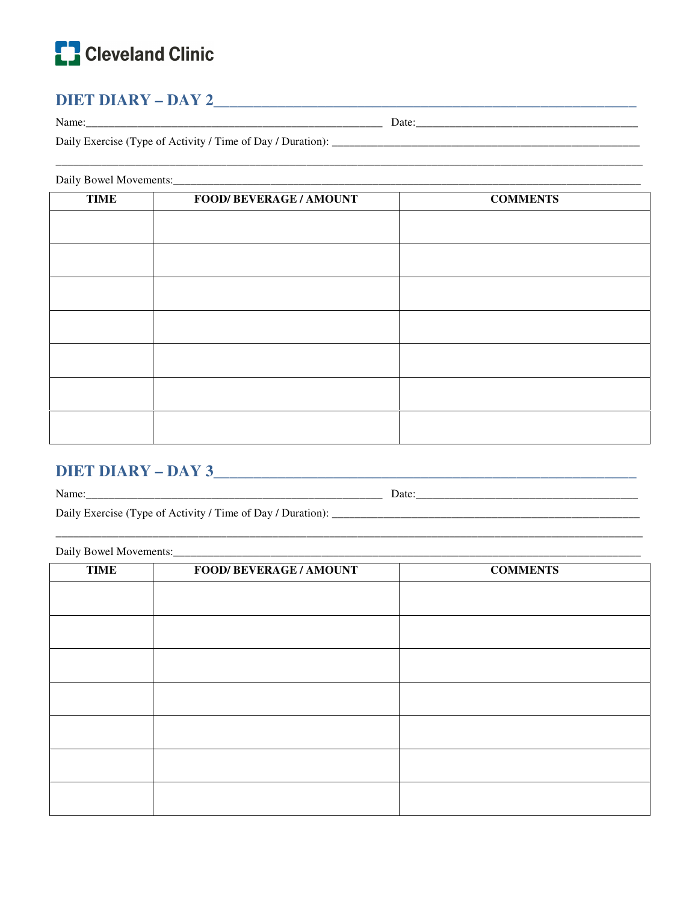Cleveland Clinic

## DIET DIARY – DAY 2

Name:____________________________________________________ Date:________________________________________

Daily Exercise (Type of Activity / Time of Day / Duration): ________________________________________________________

______________________________________________________________________________________________________

Daily Bowel Movements:______________________________________________________________________________

| TIME | FOOD/ BEVERAGE / AMOUNT | COMMENTS |
|---|---|---|
| | | |
| | | |
| | | |
| | | |
| | | |
| | | |
| | | |

## DIET DIARY – DAY 3

Name:____________________________________________________ Date:________________________________________

Daily Exercise (Type of Activity / Time of Day / Duration): ________________________________________________________

______________________________________________________________________________________________________

Daily Bowel Movements:______________________________________________________________________________

| TIME | FOOD/ BEVERAGE / AMOUNT | COMMENTS |
|---|---|---|
| | | |
| | | |
| | | |
| | | |
| | | |
| | | |
| | | |